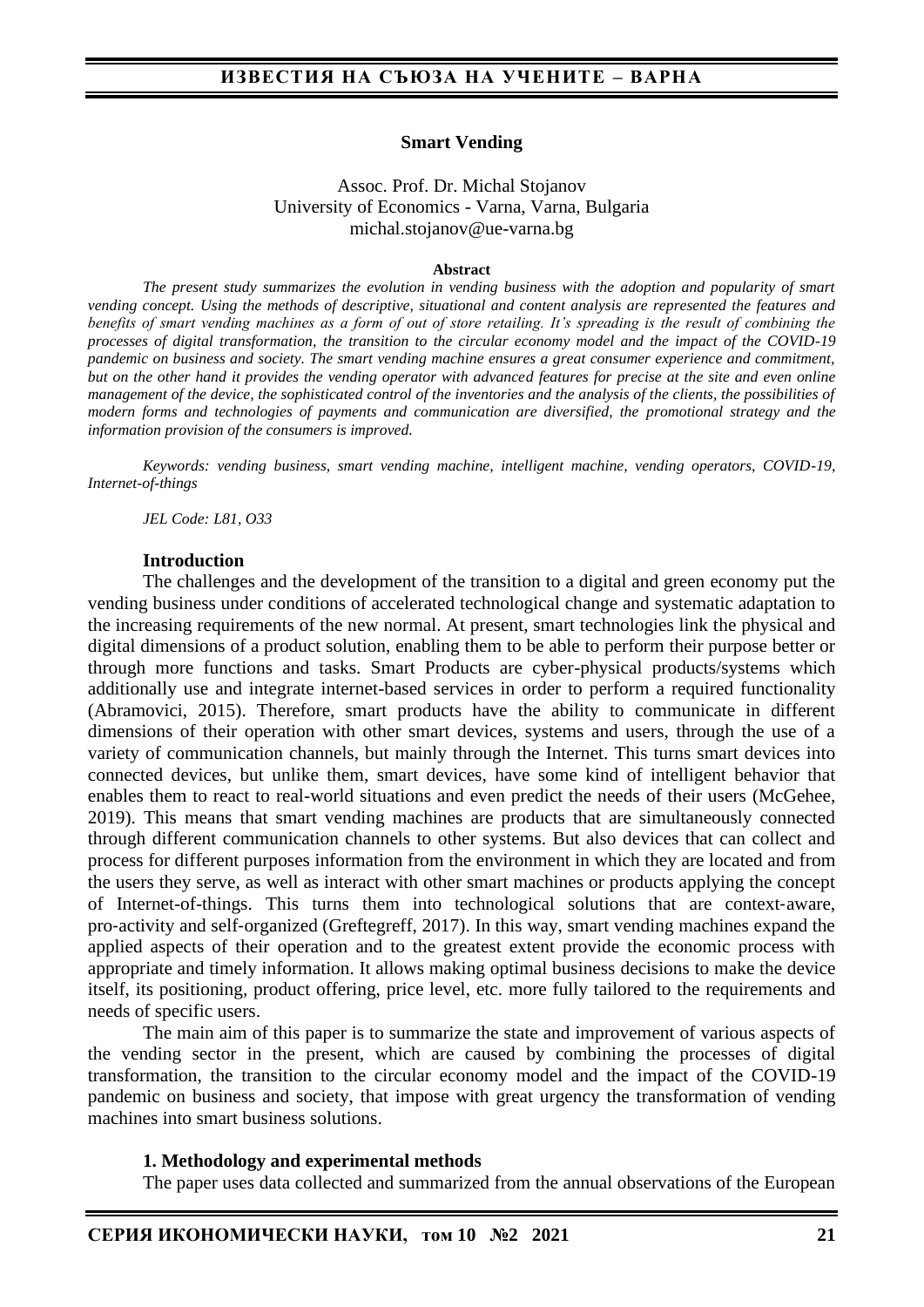# Smart Vending

Assoc. Prof. Dr. Michal Stojanov
University of Economics - Varna, Varna, Bulgaria
michal.stojanov@ue-varna.bg

**Abstract**

*The present study summarizes the evolution in vending business with the adoption and popularity of smart vending concept. Using the methods of descriptive, situational and content analysis are represented the features and benefits of smart vending machines as a form of out of store retailing. It's spreading is the result of combining the processes of digital transformation, the transition to the circular economy model and the impact of the COVID-19 pandemic on business and society. The smart vending machine ensures a great consumer experience and commitment, but on the other hand it provides the vending operator with advanced features for precise at the site and even online management of the device, the sophisticated control of the inventories and the analysis of the clients, the possibilities of modern forms and technologies of payments and communication are diversified, the promotional strategy and the information provision of the consumers is improved.*

*Keywords: vending business, smart vending machine, intelligent machine, vending operators, COVID-19, Internet-of-things*

*JEL Code: L81, O33*

## Introduction

The challenges and the development of the transition to a digital and green economy put the vending business under conditions of accelerated technological change and systematic adaptation to the increasing requirements of the new normal. At present, smart technologies link the physical and digital dimensions of a product solution, enabling them to be able to perform their purpose better or through more functions and tasks. Smart Products are cyber-physical products/systems which additionally use and integrate internet-based services in order to perform a required functionality (Abramovici, 2015). Therefore, smart products have the ability to communicate in different dimensions of their operation with other smart devices, systems and users, through the use of a variety of communication channels, but mainly through the Internet. This turns smart devices into connected devices, but unlike them, smart devices, have some kind of intelligent behavior that enables them to react to real-world situations and even predict the needs of their users (McGehee, 2019). This means that smart vending machines are products that are simultaneously connected through different communication channels to other systems. But also devices that can collect and process for different purposes information from the environment in which they are located and from the users they serve, as well as interact with other smart machines or products applying the concept of Internet-of-things. This turns them into technological solutions that are context-aware, pro-activity and self-organized (Greftegreff, 2017). In this way, smart vending machines expand the applied aspects of their operation and to the greatest extent provide the economic process with appropriate and timely information. It allows making optimal business decisions to make the device itself, its positioning, product offering, price level, etc. more fully tailored to the requirements and needs of specific users.

The main aim of this paper is to summarize the state and improvement of various aspects of the vending sector in the present, which are caused by combining the processes of digital transformation, the transition to the circular economy model and the impact of the COVID-19 pandemic on business and society, that impose with great urgency the transformation of vending machines into smart business solutions.

## 1. Methodology and experimental methods

The paper uses data collected and summarized from the annual observations of the European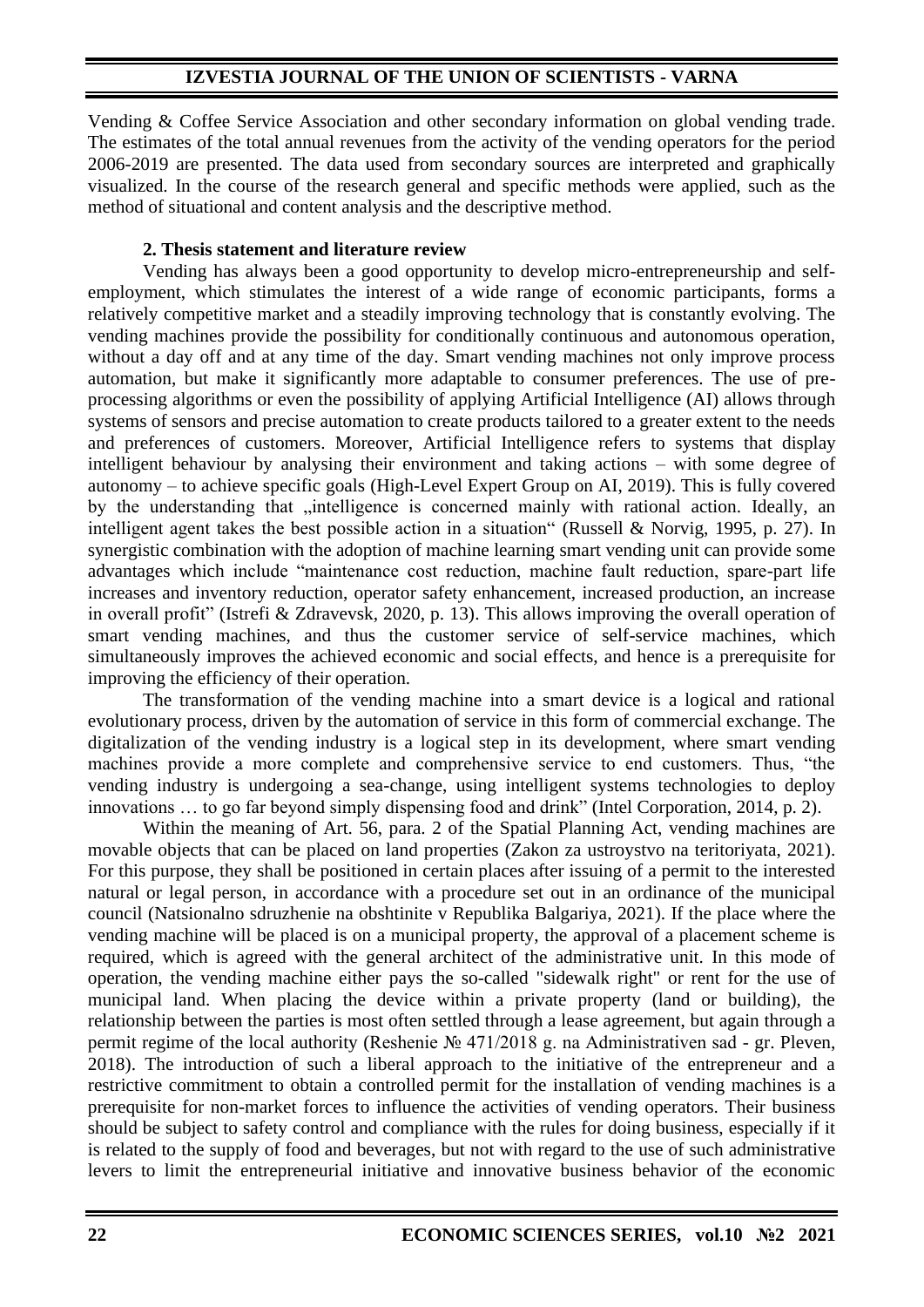Vending & Coffee Service Association and other secondary information on global vending trade. The estimates of the total annual revenues from the activity of the vending operators for the period 2006-2019 are presented. The data used from secondary sources are interpreted and graphically visualized. In the course of the research general and specific methods were applied, such as the method of situational and content analysis and the descriptive method.

## 2. Thesis statement and literature review

Vending has always been a good opportunity to develop micro-entrepreneurship and self-employment, which stimulates the interest of a wide range of economic participants, forms a relatively competitive market and a steadily improving technology that is constantly evolving. The vending machines provide the possibility for conditionally continuous and autonomous operation, without a day off and at any time of the day. Smart vending machines not only improve process automation, but make it significantly more adaptable to consumer preferences. The use of pre-processing algorithms or even the possibility of applying Artificial Intelligence (AI) allows through systems of sensors and precise automation to create products tailored to a greater extent to the needs and preferences of customers. Moreover, Artificial Intelligence refers to systems that display intelligent behaviour by analysing their environment and taking actions – with some degree of autonomy – to achieve specific goals (High-Level Expert Group on AI, 2019). This is fully covered by the understanding that „intelligence is concerned mainly with rational action. Ideally, an intelligent agent takes the best possible action in a situation" (Russell & Norvig, 1995, p. 27). In synergistic combination with the adoption of machine learning smart vending unit can provide some advantages which include "maintenance cost reduction, machine fault reduction, spare-part life increases and inventory reduction, operator safety enhancement, increased production, an increase in overall profit" (Istrefi & Zdravevsk, 2020, p. 13). This allows improving the overall operation of smart vending machines, and thus the customer service of self-service machines, which simultaneously improves the achieved economic and social effects, and hence is a prerequisite for improving the efficiency of their operation.

The transformation of the vending machine into a smart device is a logical and rational evolutionary process, driven by the automation of service in this form of commercial exchange. The digitalization of the vending industry is a logical step in its development, where smart vending machines provide a more complete and comprehensive service to end customers. Thus, "the vending industry is undergoing a sea-change, using intelligent systems technologies to deploy innovations … to go far beyond simply dispensing food and drink" (Intel Corporation, 2014, p. 2).

Within the meaning of Art. 56, para. 2 of the Spatial Planning Act, vending machines are movable objects that can be placed on land properties (Zakon za ustroystvo na teritoriyata, 2021). For this purpose, they shall be positioned in certain places after issuing of a permit to the interested natural or legal person, in accordance with a procedure set out in an ordinance of the municipal council (Natsionalno sdruzhenie na obshtinite v Republika Balgariya, 2021). If the place where the vending machine will be placed is on a municipal property, the approval of a placement scheme is required, which is agreed with the general architect of the administrative unit. In this mode of operation, the vending machine either pays the so-called "sidewalk right" or rent for the use of municipal land. When placing the device within a private property (land or building), the relationship between the parties is most often settled through a lease agreement, but again through a permit regime of the local authority (Reshenie № 471/2018 g. na Administrativen sad - gr. Pleven, 2018). The introduction of such a liberal approach to the initiative of the entrepreneur and a restrictive commitment to obtain a controlled permit for the installation of vending machines is a prerequisite for non-market forces to influence the activities of vending operators. Their business should be subject to safety control and compliance with the rules for doing business, especially if it is related to the supply of food and beverages, but not with regard to the use of such administrative levers to limit the entrepreneurial initiative and innovative business behavior of the economic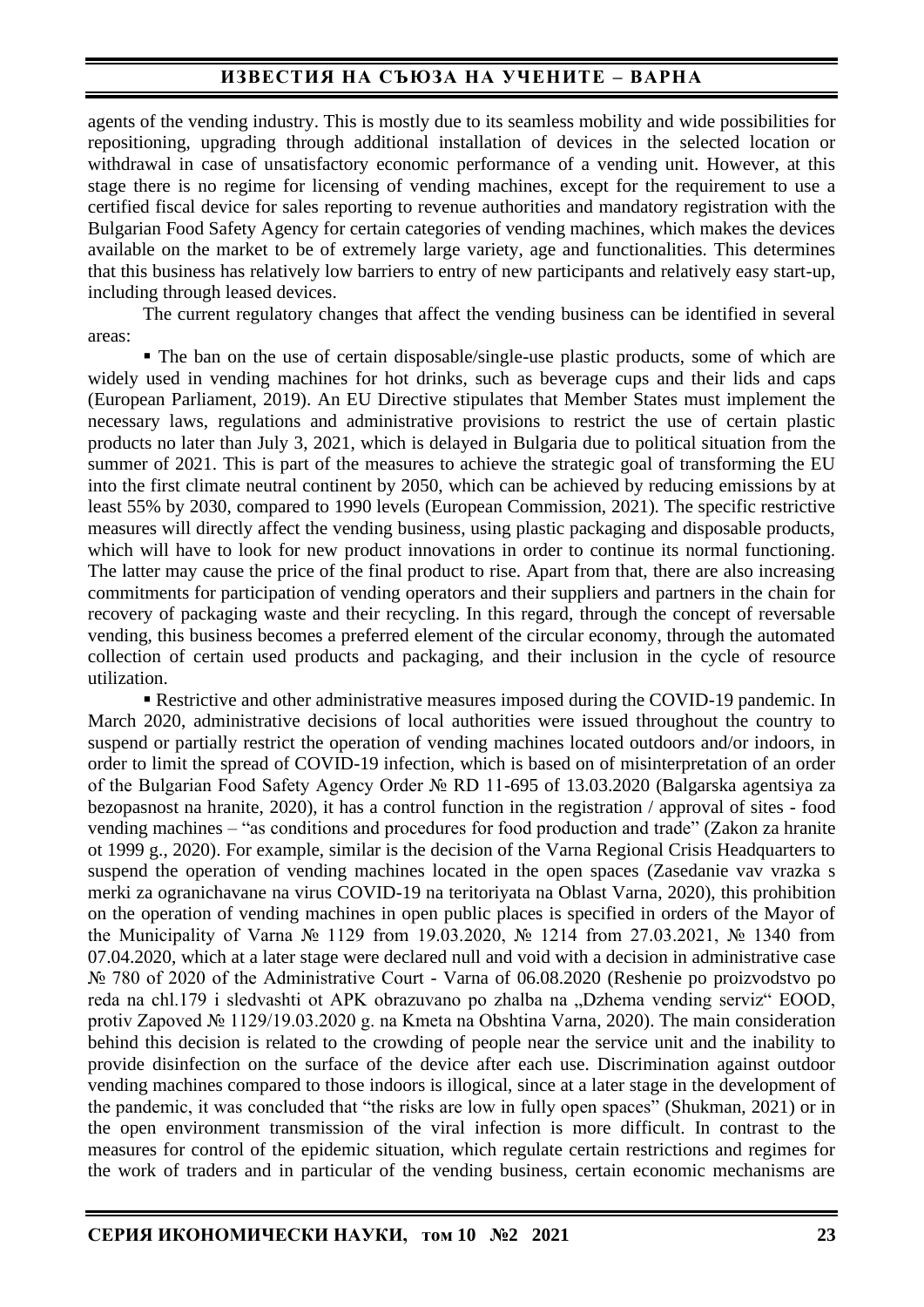agents of the vending industry. This is mostly due to its seamless mobility and wide possibilities for repositioning, upgrading through additional installation of devices in the selected location or withdrawal in case of unsatisfactory economic performance of a vending unit. However, at this stage there is no regime for licensing of vending machines, except for the requirement to use a certified fiscal device for sales reporting to revenue authorities and mandatory registration with the Bulgarian Food Safety Agency for certain categories of vending machines, which makes the devices available on the market to be of extremely large variety, age and functionalities. This determines that this business has relatively low barriers to entry of new participants and relatively easy start-up, including through leased devices.

The current regulatory changes that affect the vending business can be identified in several areas:

- The ban on the use of certain disposable/single-use plastic products, some of which are widely used in vending machines for hot drinks, such as beverage cups and their lids and caps (European Parliament, 2019). An EU Directive stipulates that Member States must implement the necessary laws, regulations and administrative provisions to restrict the use of certain plastic products no later than July 3, 2021, which is delayed in Bulgaria due to political situation from the summer of 2021. This is part of the measures to achieve the strategic goal of transforming the EU into the first climate neutral continent by 2050, which can be achieved by reducing emissions by at least 55% by 2030, compared to 1990 levels (European Commission, 2021). The specific restrictive measures will directly affect the vending business, using plastic packaging and disposable products, which will have to look for new product innovations in order to continue its normal functioning. The latter may cause the price of the final product to rise. Apart from that, there are also increasing commitments for participation of vending operators and their suppliers and partners in the chain for recovery of packaging waste and their recycling. In this regard, through the concept of reversable vending, this business becomes a preferred element of the circular economy, through the automated collection of certain used products and packaging, and their inclusion in the cycle of resource utilization.
- Restrictive and other administrative measures imposed during the COVID-19 pandemic. In March 2020, administrative decisions of local authorities were issued throughout the country to suspend or partially restrict the operation of vending machines located outdoors and/or indoors, in order to limit the spread of COVID-19 infection, which is based on of misinterpretation of an order of the Bulgarian Food Safety Agency Order № RD 11-695 of 13.03.2020 (Balgarska agentsiya za bezopasnost na hranite, 2020), it has a control function in the registration / approval of sites - food vending machines – "as conditions and procedures for food production and trade" (Zakon za hranite ot 1999 g., 2020). For example, similar is the decision of the Varna Regional Crisis Headquarters to suspend the operation of vending machines located in the open spaces (Zasedanie vav vrazka s merki za ogranichavane na virus COVID-19 na teritoriyata na Oblast Varna, 2020), this prohibition on the operation of vending machines in open public places is specified in orders of the Mayor of the Municipality of Varna № 1129 from 19.03.2020, № 1214 from 27.03.2021, № 1340 from 07.04.2020, which at a later stage were declared null and void with a decision in administrative case № 780 of 2020 of the Administrative Court - Varna of 06.08.2020 (Reshenie po proizvodstvo po reda na chl.179 i sledvashti ot APK obrazuvano po zhalba na „Dzhema vending serviz" EOOD, protiv Zapoved № 1129/19.03.2020 g. na Kmeta na Obshtina Varna, 2020). The main consideration behind this decision is related to the crowding of people near the service unit and the inability to provide disinfection on the surface of the device after each use. Discrimination against outdoor vending machines compared to those indoors is illogical, since at a later stage in the development of the pandemic, it was concluded that "the risks are low in fully open spaces" (Shukman, 2021) or in the open environment transmission of the viral infection is more difficult. In contrast to the measures for control of the epidemic situation, which regulate certain restrictions and regimes for the work of traders and in particular of the vending business, certain economic mechanisms are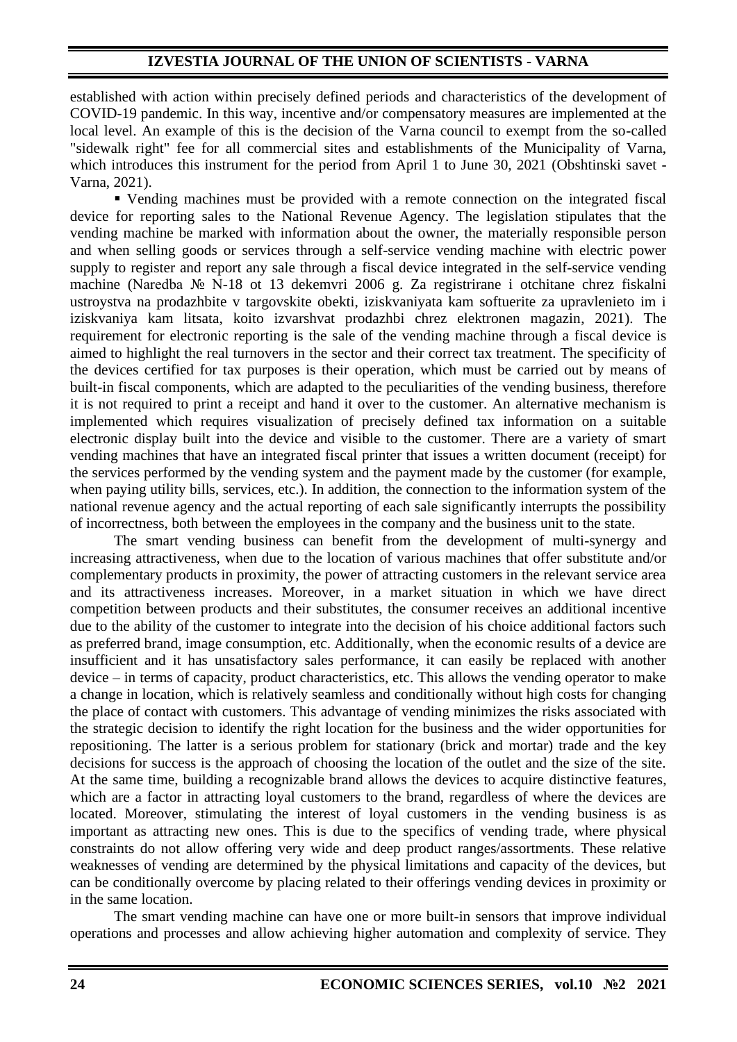established with action within precisely defined periods and characteristics of the development of COVID-19 pandemic. In this way, incentive and/or compensatory measures are implemented at the local level. An example of this is the decision of the Varna council to exempt from the so-called "sidewalk right" fee for all commercial sites and establishments of the Municipality of Varna, which introduces this instrument for the period from April 1 to June 30, 2021 (Obshtinski savet - Varna, 2021).

- Vending machines must be provided with a remote connection on the integrated fiscal device for reporting sales to the National Revenue Agency. The legislation stipulates that the vending machine be marked with information about the owner, the materially responsible person and when selling goods or services through a self-service vending machine with electric power supply to register and report any sale through a fiscal device integrated in the self-service vending machine (Naredba № N-18 ot 13 dekemvri 2006 g. Za registrirane i otchitane chrez fiskalni ustroystva na prodazhbite v targovskite obekti, iziskvaniyata kam softuerite za upravlenieto im i iziskvaniya kam litsata, koito izvarshvat prodazhbi chrez elektronen magazin, 2021). The requirement for electronic reporting is the sale of the vending machine through a fiscal device is aimed to highlight the real turnovers in the sector and their correct tax treatment. The specificity of the devices certified for tax purposes is their operation, which must be carried out by means of built-in fiscal components, which are adapted to the peculiarities of the vending business, therefore it is not required to print a receipt and hand it over to the customer. An alternative mechanism is implemented which requires visualization of precisely defined tax information on a suitable electronic display built into the device and visible to the customer. There are a variety of smart vending machines that have an integrated fiscal printer that issues a written document (receipt) for the services performed by the vending system and the payment made by the customer (for example, when paying utility bills, services, etc.). In addition, the connection to the information system of the national revenue agency and the actual reporting of each sale significantly interrupts the possibility of incorrectness, both between the employees in the company and the business unit to the state.

The smart vending business can benefit from the development of multi-synergy and increasing attractiveness, when due to the location of various machines that offer substitute and/or complementary products in proximity, the power of attracting customers in the relevant service area and its attractiveness increases. Moreover, in a market situation in which we have direct competition between products and their substitutes, the consumer receives an additional incentive due to the ability of the customer to integrate into the decision of his choice additional factors such as preferred brand, image consumption, etc. Additionally, when the economic results of a device are insufficient and it has unsatisfactory sales performance, it can easily be replaced with another device – in terms of capacity, product characteristics, etc. This allows the vending operator to make a change in location, which is relatively seamless and conditionally without high costs for changing the place of contact with customers. This advantage of vending minimizes the risks associated with the strategic decision to identify the right location for the business and the wider opportunities for repositioning. The latter is a serious problem for stationary (brick and mortar) trade and the key decisions for success is the approach of choosing the location of the outlet and the size of the site. At the same time, building a recognizable brand allows the devices to acquire distinctive features, which are a factor in attracting loyal customers to the brand, regardless of where the devices are located. Moreover, stimulating the interest of loyal customers in the vending business is as important as attracting new ones. This is due to the specifics of vending trade, where physical constraints do not allow offering very wide and deep product ranges/assortments. These relative weaknesses of vending are determined by the physical limitations and capacity of the devices, but can be conditionally overcome by placing related to their offerings vending devices in proximity or in the same location.

The smart vending machine can have one or more built-in sensors that improve individual operations and processes and allow achieving higher automation and complexity of service. They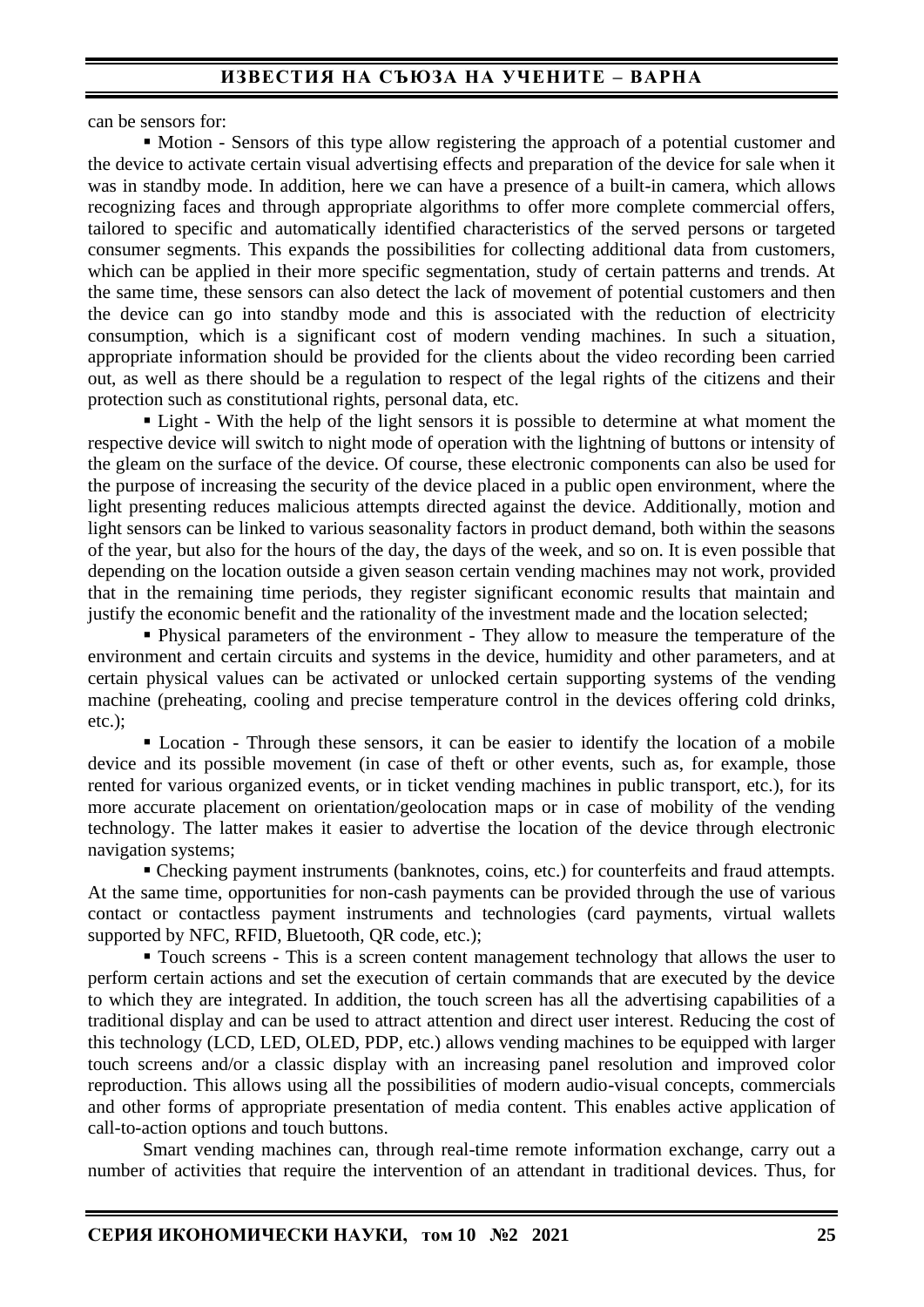can be sensors for:

- Motion - Sensors of this type allow registering the approach of a potential customer and the device to activate certain visual advertising effects and preparation of the device for sale when it was in standby mode. In addition, here we can have a presence of a built-in camera, which allows recognizing faces and through appropriate algorithms to offer more complete commercial offers, tailored to specific and automatically identified characteristics of the served persons or targeted consumer segments. This expands the possibilities for collecting additional data from customers, which can be applied in their more specific segmentation, study of certain patterns and trends. At the same time, these sensors can also detect the lack of movement of potential customers and then the device can go into standby mode and this is associated with the reduction of electricity consumption, which is a significant cost of modern vending machines. In such a situation, appropriate information should be provided for the clients about the video recording been carried out, as well as there should be a regulation to respect of the legal rights of the citizens and their protection such as constitutional rights, personal data, etc.
- Light - With the help of the light sensors it is possible to determine at what moment the respective device will switch to night mode of operation with the lightning of buttons or intensity of the gleam on the surface of the device. Of course, these electronic components can also be used for the purpose of increasing the security of the device placed in a public open environment, where the light presenting reduces malicious attempts directed against the device. Additionally, motion and light sensors can be linked to various seasonality factors in product demand, both within the seasons of the year, but also for the hours of the day, the days of the week, and so on. It is even possible that depending on the location outside a given season certain vending machines may not work, provided that in the remaining time periods, they register significant economic results that maintain and justify the economic benefit and the rationality of the investment made and the location selected;
- Physical parameters of the environment - They allow to measure the temperature of the environment and certain circuits and systems in the device, humidity and other parameters, and at certain physical values can be activated or unlocked certain supporting systems of the vending machine (preheating, cooling and precise temperature control in the devices offering cold drinks, etc.);
- Location - Through these sensors, it can be easier to identify the location of a mobile device and its possible movement (in case of theft or other events, such as, for example, those rented for various organized events, or in ticket vending machines in public transport, etc.), for its more accurate placement on orientation/geolocation maps or in case of mobility of the vending technology. The latter makes it easier to advertise the location of the device through electronic navigation systems;
- Checking payment instruments (banknotes, coins, etc.) for counterfeits and fraud attempts. At the same time, opportunities for non-cash payments can be provided through the use of various contact or contactless payment instruments and technologies (card payments, virtual wallets supported by NFC, RFID, Bluetooth, QR code, etc.);
- Touch screens - This is a screen content management technology that allows the user to perform certain actions and set the execution of certain commands that are executed by the device to which they are integrated. In addition, the touch screen has all the advertising capabilities of a traditional display and can be used to attract attention and direct user interest. Reducing the cost of this technology (LCD, LED, OLED, PDP, etc.) allows vending machines to be equipped with larger touch screens and/or a classic display with an increasing panel resolution and improved color reproduction. This allows using all the possibilities of modern audio-visual concepts, commercials and other forms of appropriate presentation of media content. This enables active application of call-to-action options and touch buttons.

Smart vending machines can, through real-time remote information exchange, carry out a number of activities that require the intervention of an attendant in traditional devices. Thus, for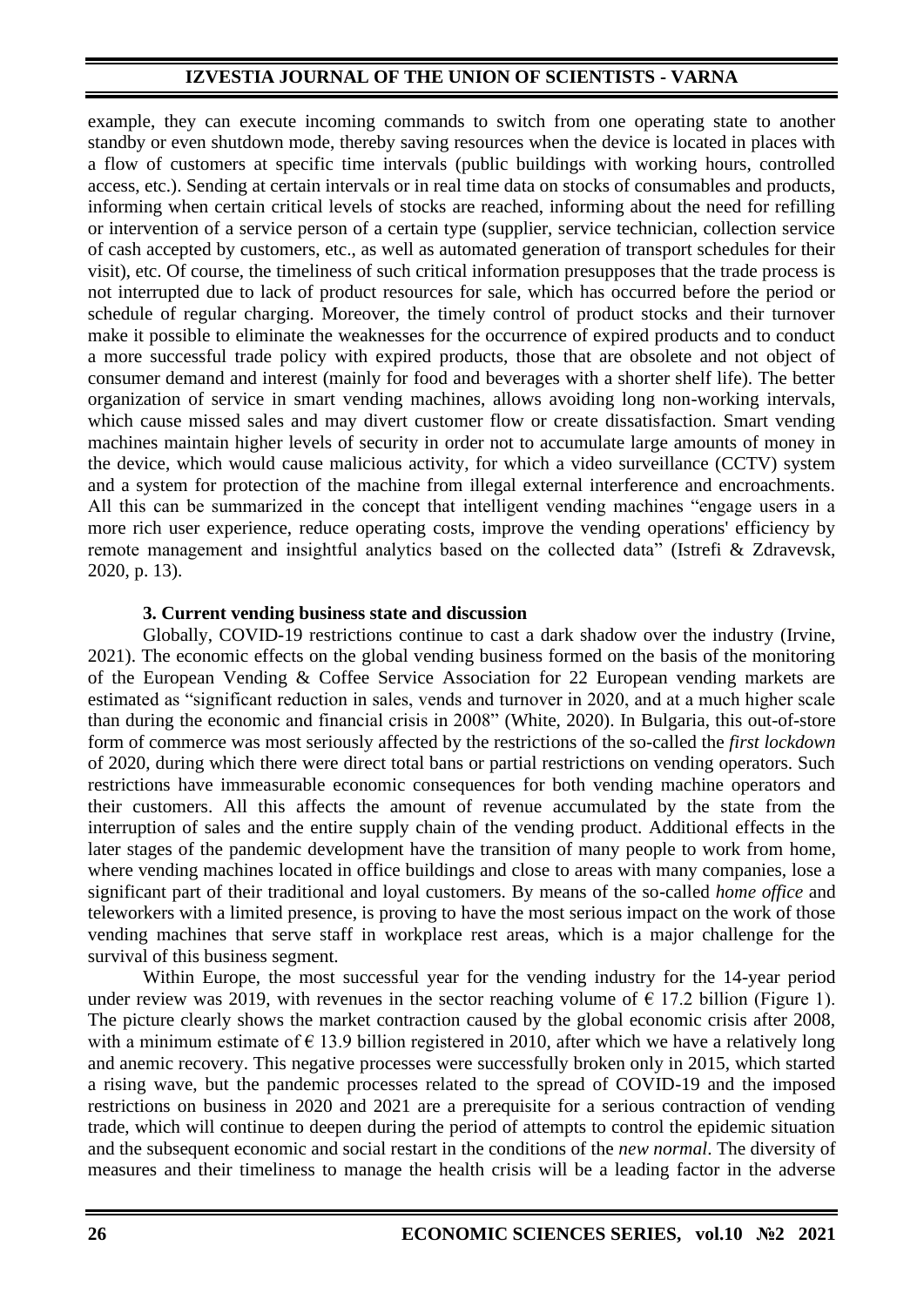example, they can execute incoming commands to switch from one operating state to another standby or even shutdown mode, thereby saving resources when the device is located in places with a flow of customers at specific time intervals (public buildings with working hours, controlled access, etc.). Sending at certain intervals or in real time data on stocks of consumables and products, informing when certain critical levels of stocks are reached, informing about the need for refilling or intervention of a service person of a certain type (supplier, service technician, collection service of cash accepted by customers, etc., as well as automated generation of transport schedules for their visit), etc. Of course, the timeliness of such critical information presupposes that the trade process is not interrupted due to lack of product resources for sale, which has occurred before the period or schedule of regular charging. Moreover, the timely control of product stocks and their turnover make it possible to eliminate the weaknesses for the occurrence of expired products and to conduct a more successful trade policy with expired products, those that are obsolete and not object of consumer demand and interest (mainly for food and beverages with a shorter shelf life). The better organization of service in smart vending machines, allows avoiding long non-working intervals, which cause missed sales and may divert customer flow or create dissatisfaction. Smart vending machines maintain higher levels of security in order not to accumulate large amounts of money in the device, which would cause malicious activity, for which a video surveillance (CCTV) system and a system for protection of the machine from illegal external interference and encroachments. All this can be summarized in the concept that intelligent vending machines "engage users in a more rich user experience, reduce operating costs, improve the vending operations' efficiency by remote management and insightful analytics based on the collected data" (Istrefi & Zdravevsk, 2020, p. 13).

### 3. Current vending business state and discussion

Globally, COVID-19 restrictions continue to cast a dark shadow over the industry (Irvine, 2021). The economic effects on the global vending business formed on the basis of the monitoring of the European Vending & Coffee Service Association for 22 European vending markets are estimated as "significant reduction in sales, vends and turnover in 2020, and at a much higher scale than during the economic and financial crisis in 2008" (White, 2020). In Bulgaria, this out-of-store form of commerce was most seriously affected by the restrictions of the so-called the *first lockdown* of 2020, during which there were direct total bans or partial restrictions on vending operators. Such restrictions have immeasurable economic consequences for both vending machine operators and their customers. All this affects the amount of revenue accumulated by the state from the interruption of sales and the entire supply chain of the vending product. Additional effects in the later stages of the pandemic development have the transition of many people to work from home, where vending machines located in office buildings and close to areas with many companies, lose a significant part of their traditional and loyal customers. By means of the so-called *home office* and teleworkers with a limited presence, is proving to have the most serious impact on the work of those vending machines that serve staff in workplace rest areas, which is a major challenge for the survival of this business segment.

Within Europe, the most successful year for the vending industry for the 14-year period under review was 2019, with revenues in the sector reaching volume of € 17.2 billion (Figure 1). The picture clearly shows the market contraction caused by the global economic crisis after 2008, with a minimum estimate of € 13.9 billion registered in 2010, after which we have a relatively long and anemic recovery. This negative processes were successfully broken only in 2015, which started a rising wave, but the pandemic processes related to the spread of COVID-19 and the imposed restrictions on business in 2020 and 2021 are a prerequisite for a serious contraction of vending trade, which will continue to deepen during the period of attempts to control the epidemic situation and the subsequent economic and social restart in the conditions of the *new normal*. The diversity of measures and their timeliness to manage the health crisis will be a leading factor in the adverse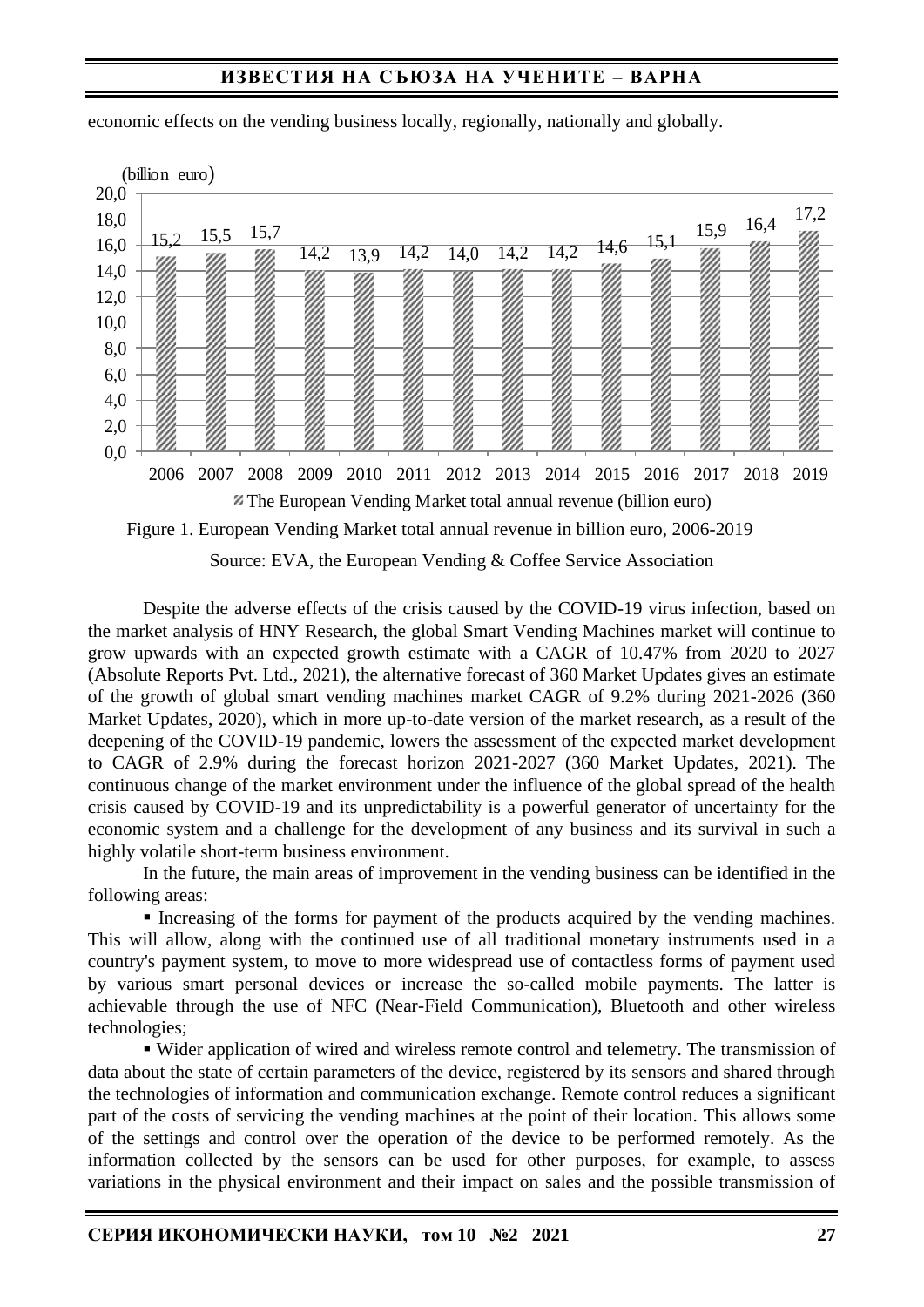economic effects on the vending business locally, regionally, nationally and globally.

| Year | The European Vending Market total annual revenue (billion euro) |
|---|---|
| 2006 | 15,2 |
| 2007 | 15,5 |
| 2008 | 15,7 |
| 2009 | 14,2 |
| 2010 | 13,9 |
| 2011 | 14,2 |
| 2012 | 14,0 |
| 2013 | 14,2 |
| 2014 | 14,2 |
| 2015 | 14,6 |
| 2016 | 15,1 |
| 2017 | 15,9 |
| 2018 | 16,4 |
| 2019 | 17,2 |

Figure 1. European Vending Market total annual revenue in billion euro, 2006-2019

Source: EVA, the European Vending & Coffee Service Association

Despite the adverse effects of the crisis caused by the COVID-19 virus infection, based on the market analysis of HNY Research, the global Smart Vending Machines market will continue to grow upwards with an expected growth estimate with a CAGR of 10.47% from 2020 to 2027 (Absolute Reports Pvt. Ltd., 2021), the alternative forecast of 360 Market Updates gives an estimate of the growth of global smart vending machines market CAGR of 9.2% during 2021-2026 (360 Market Updates, 2020), which in more up-to-date version of the market research, as a result of the deepening of the COVID-19 pandemic, lowers the assessment of the expected market development to CAGR of 2.9% during the forecast horizon 2021-2027 (360 Market Updates, 2021). The continuous change of the market environment under the influence of the global spread of the health crisis caused by COVID-19 and its unpredictability is a powerful generator of uncertainty for the economic system and a challenge for the development of any business and its survival in such a highly volatile short-term business environment.

In the future, the main areas of improvement in the vending business can be identified in the following areas:

- Increasing of the forms for payment of the products acquired by the vending machines. This will allow, along with the continued use of all traditional monetary instruments used in a country's payment system, to move to more widespread use of contactless forms of payment used by various smart personal devices or increase the so-called mobile payments. The latter is achievable through the use of NFC (Near-Field Communication), Bluetooth and other wireless technologies;
- Wider application of wired and wireless remote control and telemetry. The transmission of data about the state of certain parameters of the device, registered by its sensors and shared through the technologies of information and communication exchange. Remote control reduces a significant part of the costs of servicing the vending machines at the point of their location. This allows some of the settings and control over the operation of the device to be performed remotely. As the information collected by the sensors can be used for other purposes, for example, to assess variations in the physical environment and their impact on sales and the possible transmission of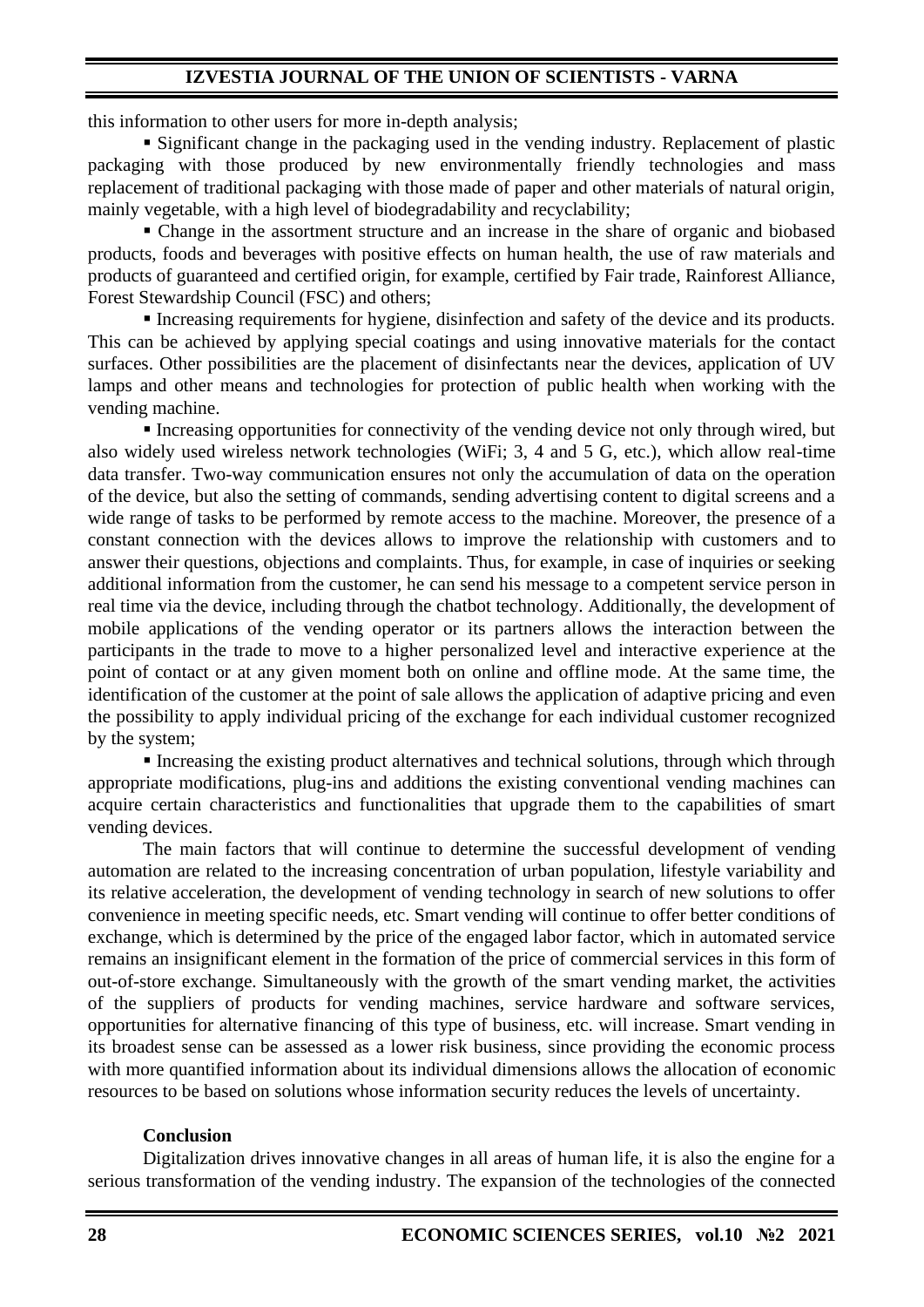this information to other users for more in-depth analysis;

- Significant change in the packaging used in the vending industry. Replacement of plastic packaging with those produced by new environmentally friendly technologies and mass replacement of traditional packaging with those made of paper and other materials of natural origin, mainly vegetable, with a high level of biodegradability and recyclability;
- Change in the assortment structure and an increase in the share of organic and biobased products, foods and beverages with positive effects on human health, the use of raw materials and products of guaranteed and certified origin, for example, certified by Fair trade, Rainforest Alliance, Forest Stewardship Council (FSC) and others;
- Increasing requirements for hygiene, disinfection and safety of the device and its products. This can be achieved by applying special coatings and using innovative materials for the contact surfaces. Other possibilities are the placement of disinfectants near the devices, application of UV lamps and other means and technologies for protection of public health when working with the vending machine.
- Increasing opportunities for connectivity of the vending device not only through wired, but also widely used wireless network technologies (WiFi; 3, 4 and 5 G, etc.), which allow real-time data transfer. Two-way communication ensures not only the accumulation of data on the operation of the device, but also the setting of commands, sending advertising content to digital screens and a wide range of tasks to be performed by remote access to the machine. Moreover, the presence of a constant connection with the devices allows to improve the relationship with customers and to answer their questions, objections and complaints. Thus, for example, in case of inquiries or seeking additional information from the customer, he can send his message to a competent service person in real time via the device, including through the chatbot technology. Additionally, the development of mobile applications of the vending operator or its partners allows the interaction between the participants in the trade to move to a higher personalized level and interactive experience at the point of contact or at any given moment both on online and offline mode. At the same time, the identification of the customer at the point of sale allows the application of adaptive pricing and even the possibility to apply individual pricing of the exchange for each individual customer recognized by the system;
- Increasing the existing product alternatives and technical solutions, through which through appropriate modifications, plug-ins and additions the existing conventional vending machines can acquire certain characteristics and functionalities that upgrade them to the capabilities of smart vending devices.

The main factors that will continue to determine the successful development of vending automation are related to the increasing concentration of urban population, lifestyle variability and its relative acceleration, the development of vending technology in search of new solutions to offer convenience in meeting specific needs, etc. Smart vending will continue to offer better conditions of exchange, which is determined by the price of the engaged labor factor, which in automated service remains an insignificant element in the formation of the price of commercial services in this form of out-of-store exchange. Simultaneously with the growth of the smart vending market, the activities of the suppliers of products for vending machines, service hardware and software services, opportunities for alternative financing of this type of business, etc. will increase. Smart vending in its broadest sense can be assessed as a lower risk business, since providing the economic process with more quantified information about its individual dimensions allows the allocation of economic resources to be based on solutions whose information security reduces the levels of uncertainty.

**Conclusion**

Digitalization drives innovative changes in all areas of human life, it is also the engine for a serious transformation of the vending industry. The expansion of the technologies of the connected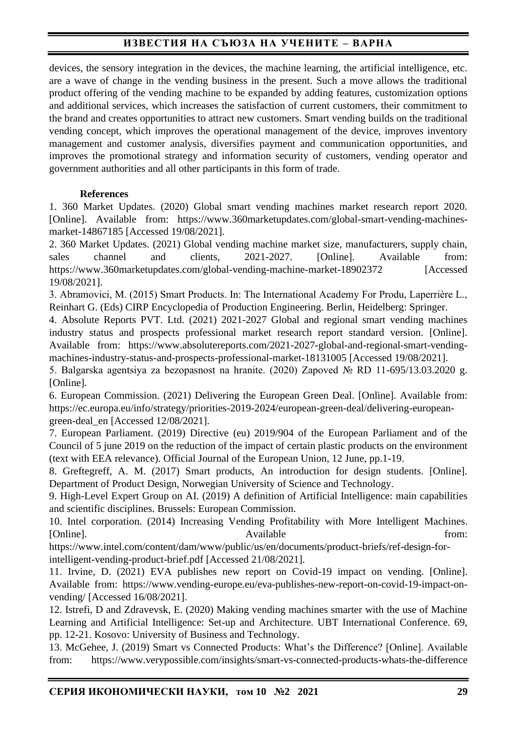devices, the sensory integration in the devices, the machine learning, the artificial intelligence, etc. are a wave of change in the vending business in the present. Such a move allows the traditional product offering of the vending machine to be expanded by adding features, customization options and additional services, which increases the satisfaction of current customers, their commitment to the brand and creates opportunities to attract new customers. Smart vending builds on the traditional vending concept, which improves the operational management of the device, improves inventory management and customer analysis, diversifies payment and communication opportunities, and improves the promotional strategy and information security of customers, vending operator and government authorities and all other participants in this form of trade.

**References**

1. 360 Market Updates. (2020) Global smart vending machines market research report 2020. [Online]. Available from: https://www.360marketupdates.com/global-smart-vending-machines-market-14867185 [Accessed 19/08/2021].
2. 360 Market Updates. (2021) Global vending machine market size, manufacturers, supply chain, sales channel and clients, 2021-2027. [Online]. Available from: https://www.360marketupdates.com/global-vending-machine-market-18902372 [Accessed 19/08/2021].
3. Abramovici, M. (2015) Smart Products. In: The International Academy For Produ, Laperrière L., Reinhart G. (Eds) CIRP Encyclopedia of Production Engineering. Berlin, Heidelberg: Springer.
4. Absolute Reports PVT. Ltd. (2021) 2021-2027 Global and regional smart vending machines industry status and prospects professional market research report standard version. [Online]. Available from: https://www.absolutereports.com/2021-2027-global-and-regional-smart-vending-machines-industry-status-and-prospects-professional-market-18131005 [Accessed 19/08/2021].
5. Balgarska agentsiya za bezopasnost na hranite. (2020) Zapoved № RD 11-695/13.03.2020 g. [Online].
6. European Commission. (2021) Delivering the European Green Deal. [Online]. Available from: https://ec.europa.eu/info/strategy/priorities-2019-2024/european-green-deal/delivering-european-green-deal_en [Accessed 12/08/2021].
7. European Parliament. (2019) Directive (eu) 2019/904 of the European Parliament and of the Council of 5 june 2019 on the reduction of the impact of certain plastic products on the environment (text with EEA relevance). Official Journal of the European Union, 12 June, pp.1-19.
8. Greftegreff, A. M. (2017) Smart products, An introduction for design students. [Online]. Department of Product Design, Norwegian University of Science and Technology.
9. High-Level Expert Group on AI. (2019) A definition of Artificial Intelligence: main capabilities and scientific disciplines. Brussels: European Commission.
10. Intel corporation. (2014) Increasing Vending Profitability with More Intelligent Machines. [Online]. Available from: https://www.intel.com/content/dam/www/public/us/en/documents/product-briefs/ref-design-for-intelligent-vending-product-brief.pdf [Accessed 21/08/2021].
11. Irvine, D. (2021) EVA publishes new report on Covid-19 impact on vending. [Online]. Available from: https://www.vending-europe.eu/eva-publishes-new-report-on-covid-19-impact-on-vending/ [Accessed 16/08/2021].
12. Istrefi, D and Zdravevsk, E. (2020) Making vending machines smarter with the use of Machine Learning and Artificial Intelligence: Set-up and Architecture. UBT International Conference. 69, pp. 12-21. Kosovo: University of Business and Technology.
13. McGehee, J. (2019) Smart vs Connected Products: What's the Difference? [Online]. Available from: https://www.verypossible.com/insights/smart-vs-connected-products-whats-the-difference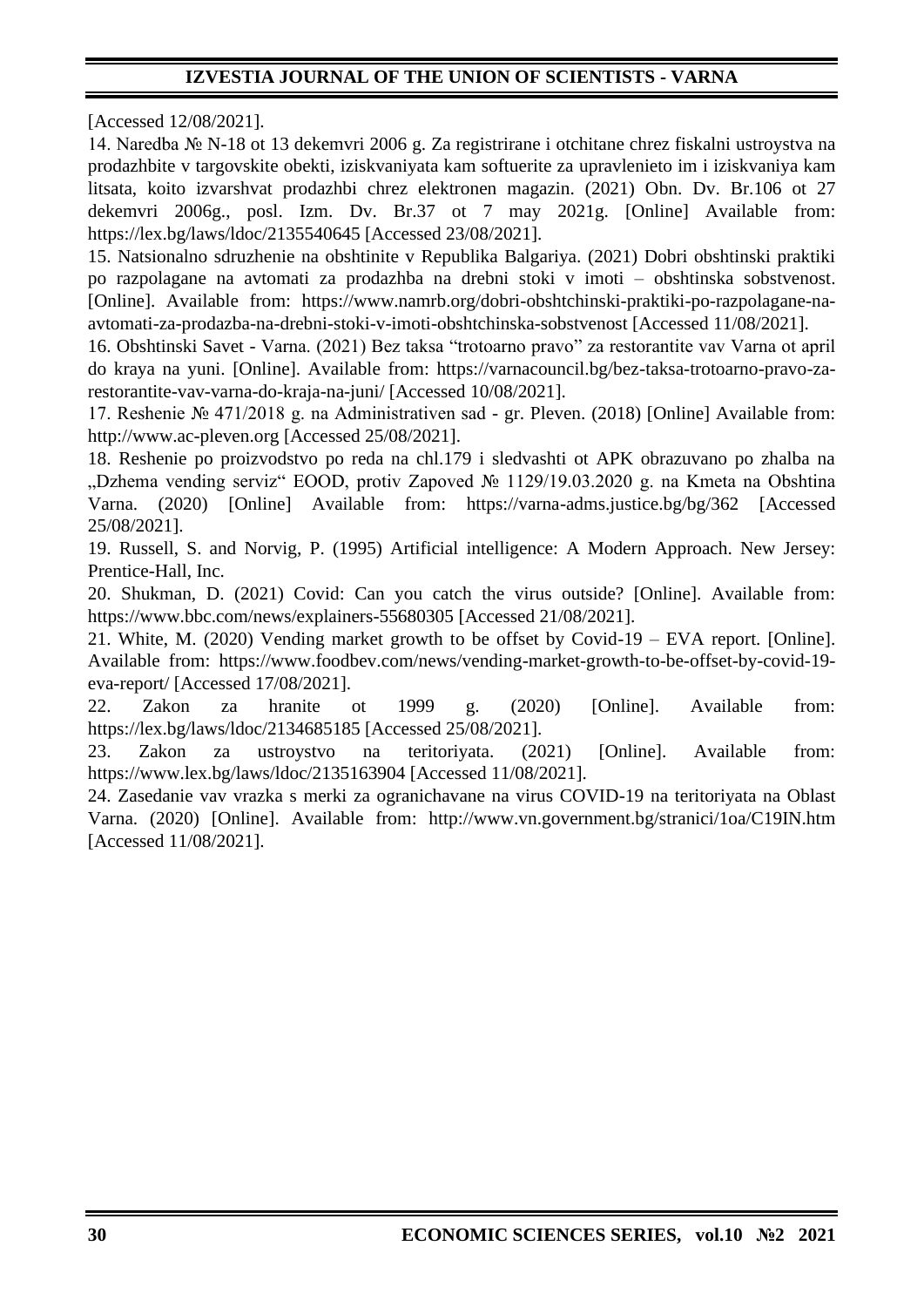[Accessed 12/08/2021].

14. Naredba № N-18 ot 13 dekemvri 2006 g. Za registrirane i otchitane chrez fiskalni ustroystva na prodazhbite v targovskite obekti, iziskvaniyata kam softuerite za upravlenieto im i iziskvaniya kam litsata, koito izvarshvat prodazhbi chrez elektronen magazin. (2021) Obn. Dv. Br.106 ot 27 dekemvri 2006g., posl. Izm. Dv. Br.37 ot 7 may 2021g. [Online] Available from: https://lex.bg/laws/ldoc/2135540645 [Accessed 23/08/2021].

15. Natsionalno sdruzhenie na obshtinite v Republika Balgariya. (2021) Dobri obshtinski praktiki po razpolagane na avtomati za prodazhba na drebni stoki v imoti – obshtinska sobstvenost. [Online]. Available from: https://www.namrb.org/dobri-obshtchinski-praktiki-po-razpolagane-na-avtomati-za-prodazba-na-drebni-stoki-v-imoti-obshtchinska-sobstvenost [Accessed 11/08/2021].

16. Obshtinski Savet - Varna. (2021) Bez taksa "trotoarno pravo" za restorantite vav Varna ot april do kraya na yuni. [Online]. Available from: https://varnacouncil.bg/bez-taksa-trotoarno-pravo-za-restorantite-vav-varna-do-kraja-na-juni/ [Accessed 10/08/2021].

17. Reshenie № 471/2018 g. na Administrativen sad - gr. Pleven. (2018) [Online] Available from: http://www.ac-pleven.org [Accessed 25/08/2021].

18. Reshenie po proizvodstvo po reda na chl.179 i sledvashti ot APK obrazuvano po zhalba na „Dzhema vending serviz" EOOD, protiv Zapoved № 1129/19.03.2020 g. na Kmeta na Obshtina Varna. (2020) [Online] Available from: https://varna-adms.justice.bg/bg/362 [Accessed 25/08/2021].

19. Russell, S. and Norvig, P. (1995) Artificial intelligence: A Modern Approach. New Jersey: Prentice-Hall, Inc.

20. Shukman, D. (2021) Covid: Can you catch the virus outside? [Online]. Available from: https://www.bbc.com/news/explainers-55680305 [Accessed 21/08/2021].

21. White, M. (2020) Vending market growth to be offset by Covid-19 – EVA report. [Online]. Available from: https://www.foodbev.com/news/vending-market-growth-to-be-offset-by-covid-19-eva-report/ [Accessed 17/08/2021].

22. Zakon za hranite ot 1999 g. (2020) [Online]. Available from: https://lex.bg/laws/ldoc/2134685185 [Accessed 25/08/2021].

23. Zakon za ustroystvo na teritoriyata. (2021) [Online]. Available from: https://www.lex.bg/laws/ldoc/2135163904 [Accessed 11/08/2021].

24. Zasedanie vav vrazka s merki za ogranichavane na virus COVID-19 na teritoriyata na Oblast Varna. (2020) [Online]. Available from: http://www.vn.government.bg/stranici/1oa/C19IN.htm [Accessed 11/08/2021].